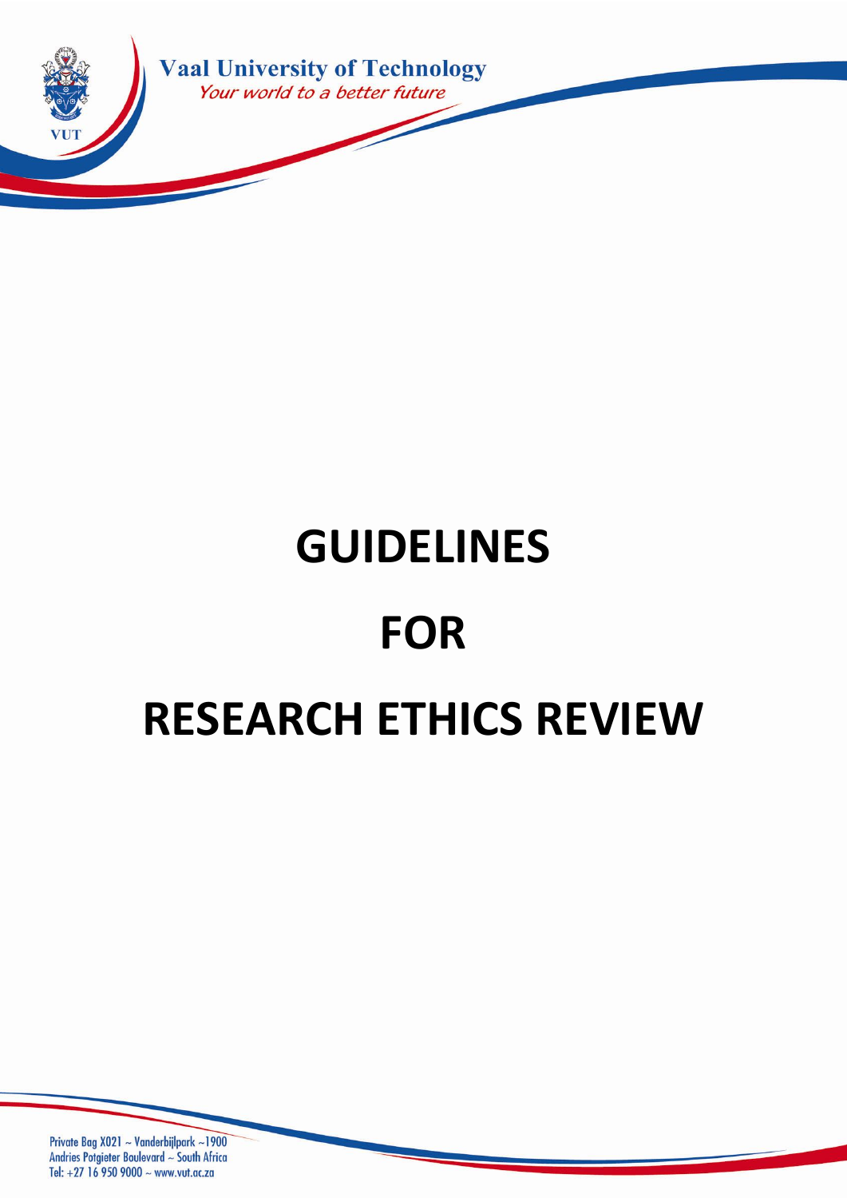Vaal University of Technology

*Your world to a better future*

# GUIDELINES

# FOR

# RESEARCH ETHICS REVIEW

Private Bag X021 ~ Vanderbijlpark ~1900
Andries Potgieter Boulevard ~ South Africa
Tel: +27 16 950 9000 ~ www.vut.ac.za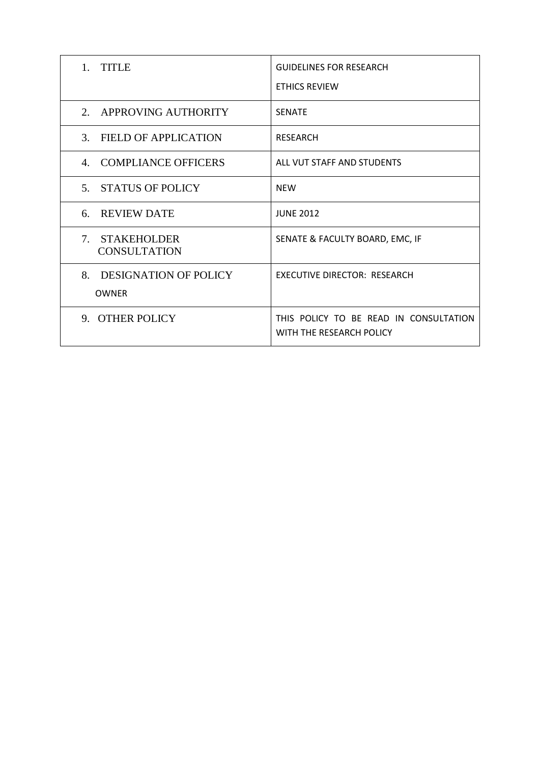| | |
|---|---|
| 1. TITLE | GUIDELINES FOR RESEARCH ETHICS REVIEW |
| 2. APPROVING AUTHORITY | SENATE |
| 3. FIELD OF APPLICATION | RESEARCH |
| 4. COMPLIANCE OFFICERS | ALL VUT STAFF AND STUDENTS |
| 5. STATUS OF POLICY | NEW |
| 6. REVIEW DATE | JUNE 2012 |
| 7. STAKEHOLDER CONSULTATION | SENATE & FACULTY BOARD, EMC, IF |
| 8. DESIGNATION OF POLICY OWNER | EXECUTIVE DIRECTOR: RESEARCH |
| 9. OTHER POLICY | THIS POLICY TO BE READ IN CONSULTATION WITH THE RESEARCH POLICY |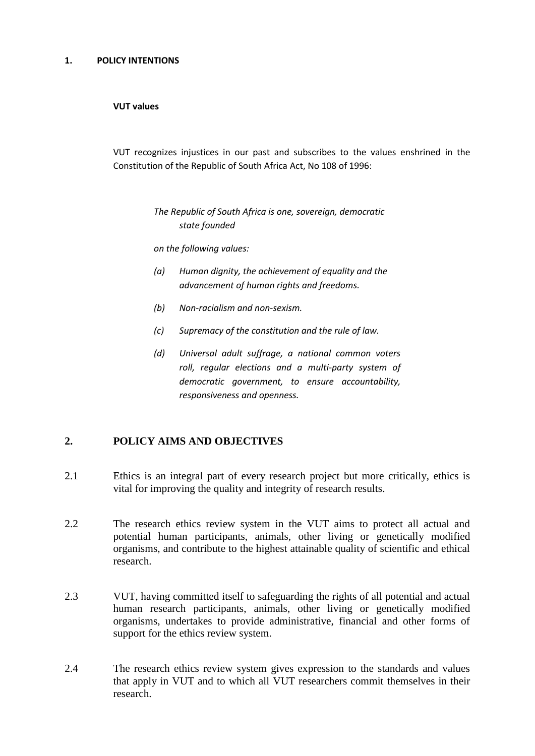## 1. POLICY INTENTIONS

### VUT values

VUT recognizes injustices in our past and subscribes to the values enshrined in the Constitution of the Republic of South Africa Act, No 108 of 1996:

> *The Republic of South Africa is one, sovereign, democratic state founded*
>
> *on the following values:*
>
> *(a) Human dignity, the achievement of equality and the advancement of human rights and freedoms.*
>
> *(b) Non-racialism and non-sexism.*
>
> *(c) Supremacy of the constitution and the rule of law.*
>
> *(d) Universal adult suffrage, a national common voters roll, regular elections and a multi-party system of democratic government, to ensure accountability, responsiveness and openness.*

## 2. POLICY AIMS AND OBJECTIVES

2.1 Ethics is an integral part of every research project but more critically, ethics is vital for improving the quality and integrity of research results.

2.2 The research ethics review system in the VUT aims to protect all actual and potential human participants, animals, other living or genetically modified organisms, and contribute to the highest attainable quality of scientific and ethical research.

2.3 VUT, having committed itself to safeguarding the rights of all potential and actual human research participants, animals, other living or genetically modified organisms, undertakes to provide administrative, financial and other forms of support for the ethics review system.

2.4 The research ethics review system gives expression to the standards and values that apply in VUT and to which all VUT researchers commit themselves in their research.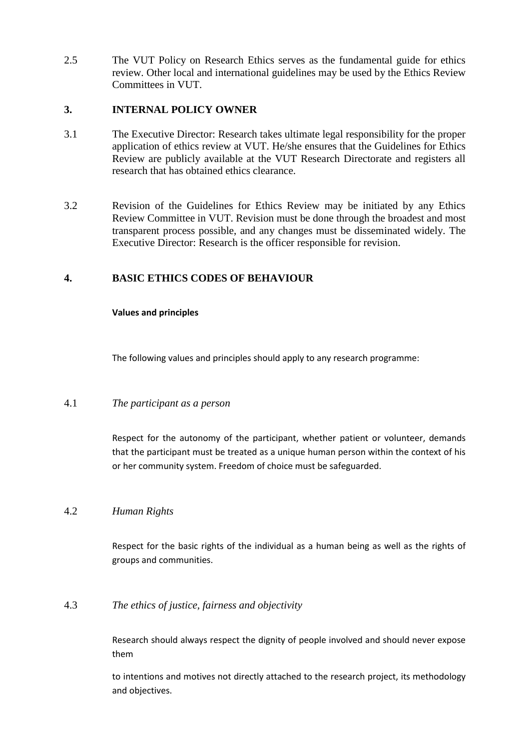2.5 The VUT Policy on Research Ethics serves as the fundamental guide for ethics review. Other local and international guidelines may be used by the Ethics Review Committees in VUT.

## 3. INTERNAL POLICY OWNER

3.1 The Executive Director: Research takes ultimate legal responsibility for the proper application of ethics review at VUT. He/she ensures that the Guidelines for Ethics Review are publicly available at the VUT Research Directorate and registers all research that has obtained ethics clearance.

3.2 Revision of the Guidelines for Ethics Review may be initiated by any Ethics Review Committee in VUT. Revision must be done through the broadest and most transparent process possible, and any changes must be disseminated widely. The Executive Director: Research is the officer responsible for revision.

## 4. BASIC ETHICS CODES OF BEHAVIOUR

**Values and principles**

The following values and principles should apply to any research programme:

4.1 *The participant as a person*

Respect for the autonomy of the participant, whether patient or volunteer, demands that the participant must be treated as a unique human person within the context of his or her community system. Freedom of choice must be safeguarded.

4.2 *Human Rights*

Respect for the basic rights of the individual as a human being as well as the rights of groups and communities.

4.3 *The ethics of justice, fairness and objectivity*

Research should always respect the dignity of people involved and should never expose them

to intentions and motives not directly attached to the research project, its methodology and objectives.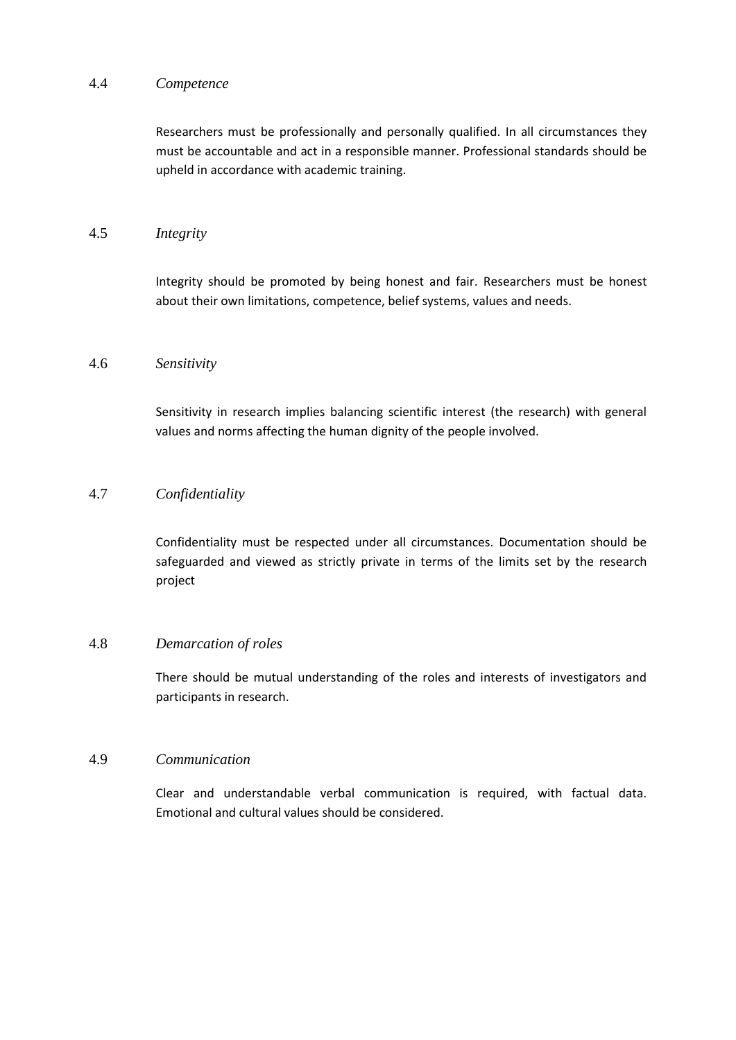### 4.4 *Competence*

Researchers must be professionally and personally qualified. In all circumstances they must be accountable and act in a responsible manner. Professional standards should be upheld in accordance with academic training.

### 4.5 *Integrity*

Integrity should be promoted by being honest and fair. Researchers must be honest about their own limitations, competence, belief systems, values and needs.

### 4.6 *Sensitivity*

Sensitivity in research implies balancing scientific interest (the research) with general values and norms affecting the human dignity of the people involved.

### 4.7 *Confidentiality*

Confidentiality must be respected under all circumstances. Documentation should be safeguarded and viewed as strictly private in terms of the limits set by the research project

### 4.8 *Demarcation of roles*

There should be mutual understanding of the roles and interests of investigators and participants in research.

### 4.9 *Communication*

Clear and understandable verbal communication is required, with factual data. Emotional and cultural values should be considered.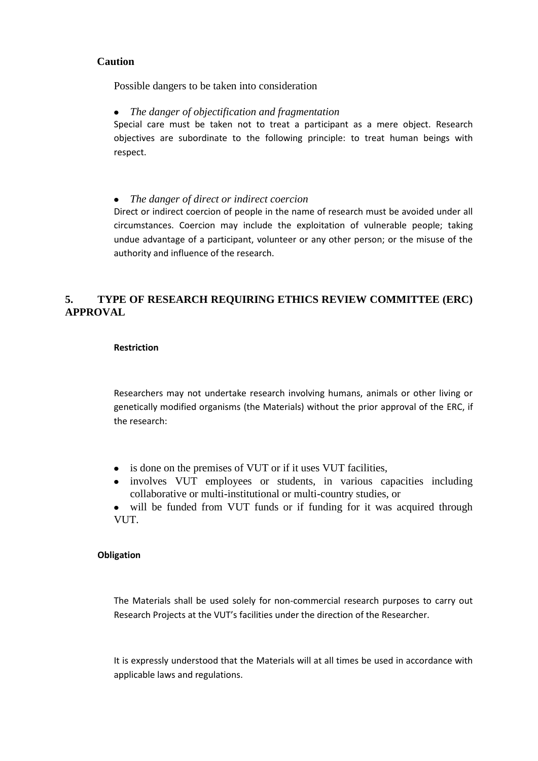**Caution**

Possible dangers to be taken into consideration

- *The danger of objectification and fragmentation*

Special care must be taken not to treat a participant as a mere object. Research objectives are subordinate to the following principle: to treat human beings with respect.

- *The danger of direct or indirect coercion*

Direct or indirect coercion of people in the name of research must be avoided under all circumstances. Coercion may include the exploitation of vulnerable people; taking undue advantage of a participant, volunteer or any other person; or the misuse of the authority and influence of the research.

## 5. TYPE OF RESEARCH REQUIRING ETHICS REVIEW COMMITTEE (ERC) APPROVAL

**Restriction**

Researchers may not undertake research involving humans, animals or other living or genetically modified organisms (the Materials) without the prior approval of the ERC, if the research:

- is done on the premises of VUT or if it uses VUT facilities,
- involves VUT employees or students, in various capacities including collaborative or multi-institutional or multi-country studies, or
- will be funded from VUT funds or if funding for it was acquired through VUT.

**Obligation**

The Materials shall be used solely for non-commercial research purposes to carry out Research Projects at the VUT's facilities under the direction of the Researcher.

It is expressly understood that the Materials will at all times be used in accordance with applicable laws and regulations.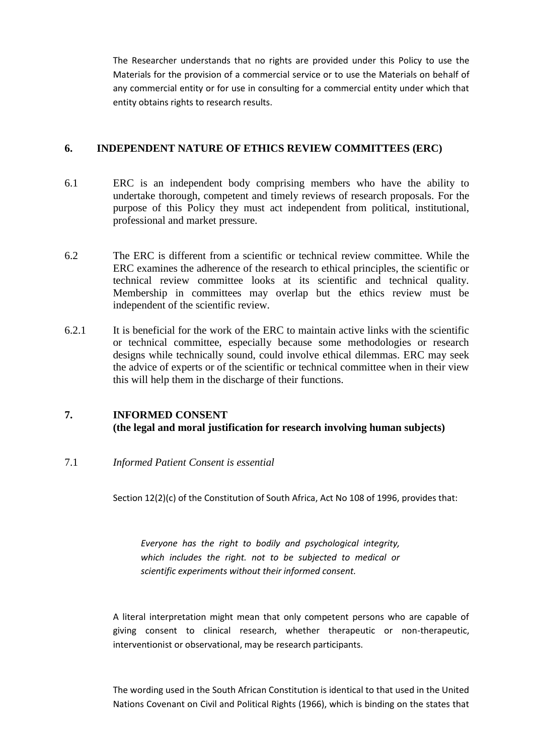The Researcher understands that no rights are provided under this Policy to use the Materials for the provision of a commercial service or to use the Materials on behalf of any commercial entity or for use in consulting for a commercial entity under which that entity obtains rights to research results.

## 6. INDEPENDENT NATURE OF ETHICS REVIEW COMMITTEES (ERC)

6.1 ERC is an independent body comprising members who have the ability to undertake thorough, competent and timely reviews of research proposals. For the purpose of this Policy they must act independent from political, institutional, professional and market pressure.

6.2 The ERC is different from a scientific or technical review committee. While the ERC examines the adherence of the research to ethical principles, the scientific or technical review committee looks at its scientific and technical quality. Membership in committees may overlap but the ethics review must be independent of the scientific review.

6.2.1 It is beneficial for the work of the ERC to maintain active links with the scientific or technical committee, especially because some methodologies or research designs while technically sound, could involve ethical dilemmas. ERC may seek the advice of experts or of the scientific or technical committee when in their view this will help them in the discharge of their functions.

## 7. INFORMED CONSENT (the legal and moral justification for research involving human subjects)

7.1 *Informed Patient Consent is essential*

Section 12(2)(c) of the Constitution of South Africa, Act No 108 of 1996, provides that:

> *Everyone has the right to bodily and psychological integrity, which includes the right. not to be subjected to medical or scientific experiments without their informed consent.*

A literal interpretation might mean that only competent persons who are capable of giving consent to clinical research, whether therapeutic or non-therapeutic, interventionist or observational, may be research participants.

The wording used in the South African Constitution is identical to that used in the United Nations Covenant on Civil and Political Rights (1966), which is binding on the states that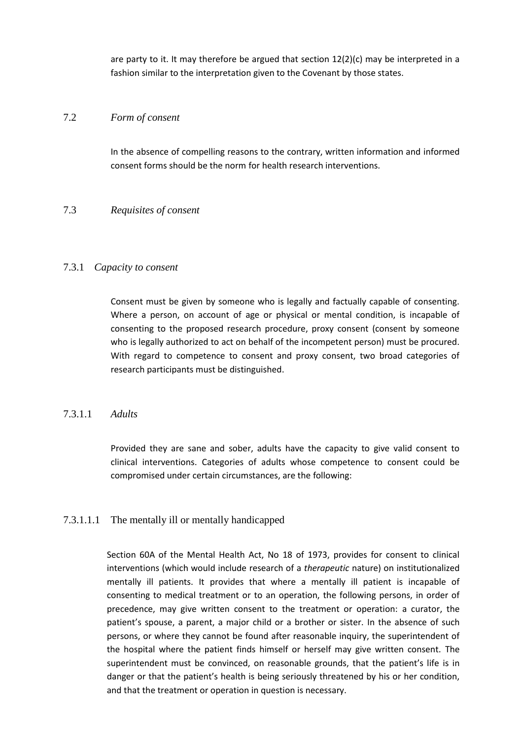are party to it. It may therefore be argued that section 12(2)(c) may be interpreted in a fashion similar to the interpretation given to the Covenant by those states.

## 7.2 *Form of consent*

In the absence of compelling reasons to the contrary, written information and informed consent forms should be the norm for health research interventions.

## 7.3 *Requisites of consent*

### 7.3.1 *Capacity to consent*

Consent must be given by someone who is legally and factually capable of consenting. Where a person, on account of age or physical or mental condition, is incapable of consenting to the proposed research procedure, proxy consent (consent by someone who is legally authorized to act on behalf of the incompetent person) must be procured. With regard to competence to consent and proxy consent, two broad categories of research participants must be distinguished.

#### 7.3.1.1 *Adults*

Provided they are sane and sober, adults have the capacity to give valid consent to clinical interventions. Categories of adults whose competence to consent could be compromised under certain circumstances, are the following:

##### 7.3.1.1.1 The mentally ill or mentally handicapped

Section 60A of the Mental Health Act, No 18 of 1973, provides for consent to clinical interventions (which would include research of a *therapeutic* nature) on institutionalized mentally ill patients. It provides that where a mentally ill patient is incapable of consenting to medical treatment or to an operation, the following persons, in order of precedence, may give written consent to the treatment or operation: a curator, the patient's spouse, a parent, a major child or a brother or sister. In the absence of such persons, or where they cannot be found after reasonable inquiry, the superintendent of the hospital where the patient finds himself or herself may give written consent. The superintendent must be convinced, on reasonable grounds, that the patient's life is in danger or that the patient's health is being seriously threatened by his or her condition, and that the treatment or operation in question is necessary.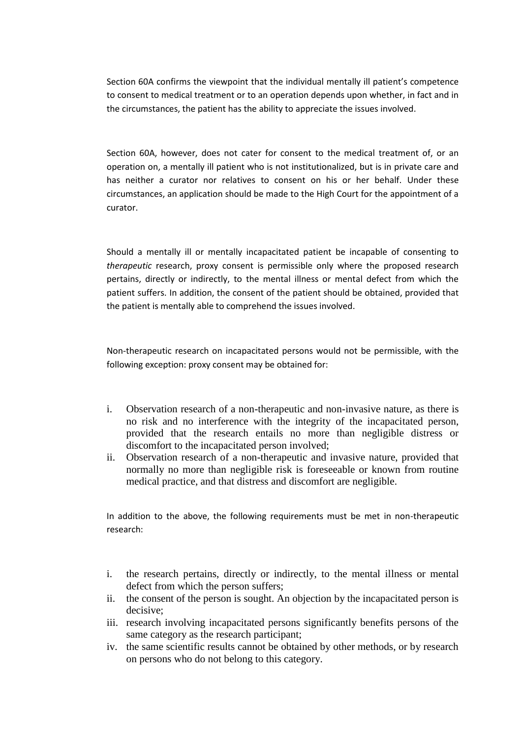Section 60A confirms the viewpoint that the individual mentally ill patient's competence to consent to medical treatment or to an operation depends upon whether, in fact and in the circumstances, the patient has the ability to appreciate the issues involved.

Section 60A, however, does not cater for consent to the medical treatment of, or an operation on, a mentally ill patient who is not institutionalized, but is in private care and has neither a curator nor relatives to consent on his or her behalf. Under these circumstances, an application should be made to the High Court for the appointment of a curator.

Should a mentally ill or mentally incapacitated patient be incapable of consenting to *therapeutic* research, proxy consent is permissible only where the proposed research pertains, directly or indirectly, to the mental illness or mental defect from which the patient suffers. In addition, the consent of the patient should be obtained, provided that the patient is mentally able to comprehend the issues involved.

Non-therapeutic research on incapacitated persons would not be permissible, with the following exception: proxy consent may be obtained for:

i. Observation research of a non-therapeutic and non-invasive nature, as there is no risk and no interference with the integrity of the incapacitated person, provided that the research entails no more than negligible distress or discomfort to the incapacitated person involved;
ii. Observation research of a non-therapeutic and invasive nature, provided that normally no more than negligible risk is foreseeable or known from routine medical practice, and that distress and discomfort are negligible.

In addition to the above, the following requirements must be met in non-therapeutic research:

i. the research pertains, directly or indirectly, to the mental illness or mental defect from which the person suffers;
ii. the consent of the person is sought. An objection by the incapacitated person is decisive;
iii. research involving incapacitated persons significantly benefits persons of the same category as the research participant;
iv. the same scientific results cannot be obtained by other methods, or by research on persons who do not belong to this category.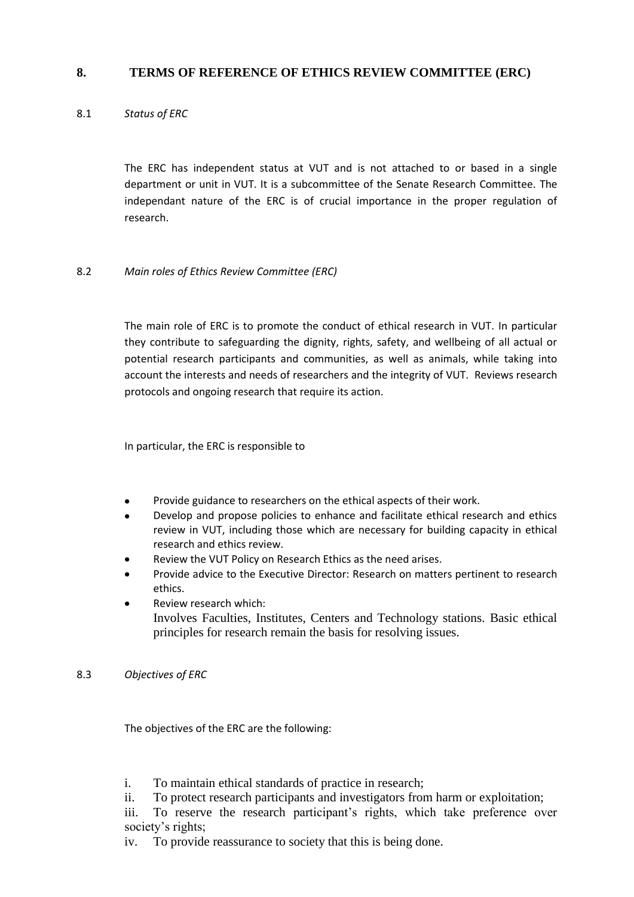## 8. TERMS OF REFERENCE OF ETHICS REVIEW COMMITTEE (ERC)

### 8.1 *Status of ERC*

The ERC has independent status at VUT and is not attached to or based in a single department or unit in VUT. It is a subcommittee of the Senate Research Committee. The independant nature of the ERC is of crucial importance in the proper regulation of research.

### 8.2 *Main roles of Ethics Review Committee (ERC)*

The main role of ERC is to promote the conduct of ethical research in VUT. In particular they contribute to safeguarding the dignity, rights, safety, and wellbeing of all actual or potential research participants and communities, as well as animals, while taking into account the interests and needs of researchers and the integrity of VUT. Reviews research protocols and ongoing research that require its action.

In particular, the ERC is responsible to

- Provide guidance to researchers on the ethical aspects of their work.
- Develop and propose policies to enhance and facilitate ethical research and ethics review in VUT, including those which are necessary for building capacity in ethical research and ethics review.
- Review the VUT Policy on Research Ethics as the need arises.
- Provide advice to the Executive Director: Research on matters pertinent to research ethics.
- Review research which:
  Involves Faculties, Institutes, Centers and Technology stations. Basic ethical principles for research remain the basis for resolving issues.

### 8.3 *Objectives of ERC*

The objectives of the ERC are the following:

i. To maintain ethical standards of practice in research;
ii. To protect research participants and investigators from harm or exploitation;
iii. To reserve the research participant's rights, which take preference over society's rights;
iv. To provide reassurance to society that this is being done.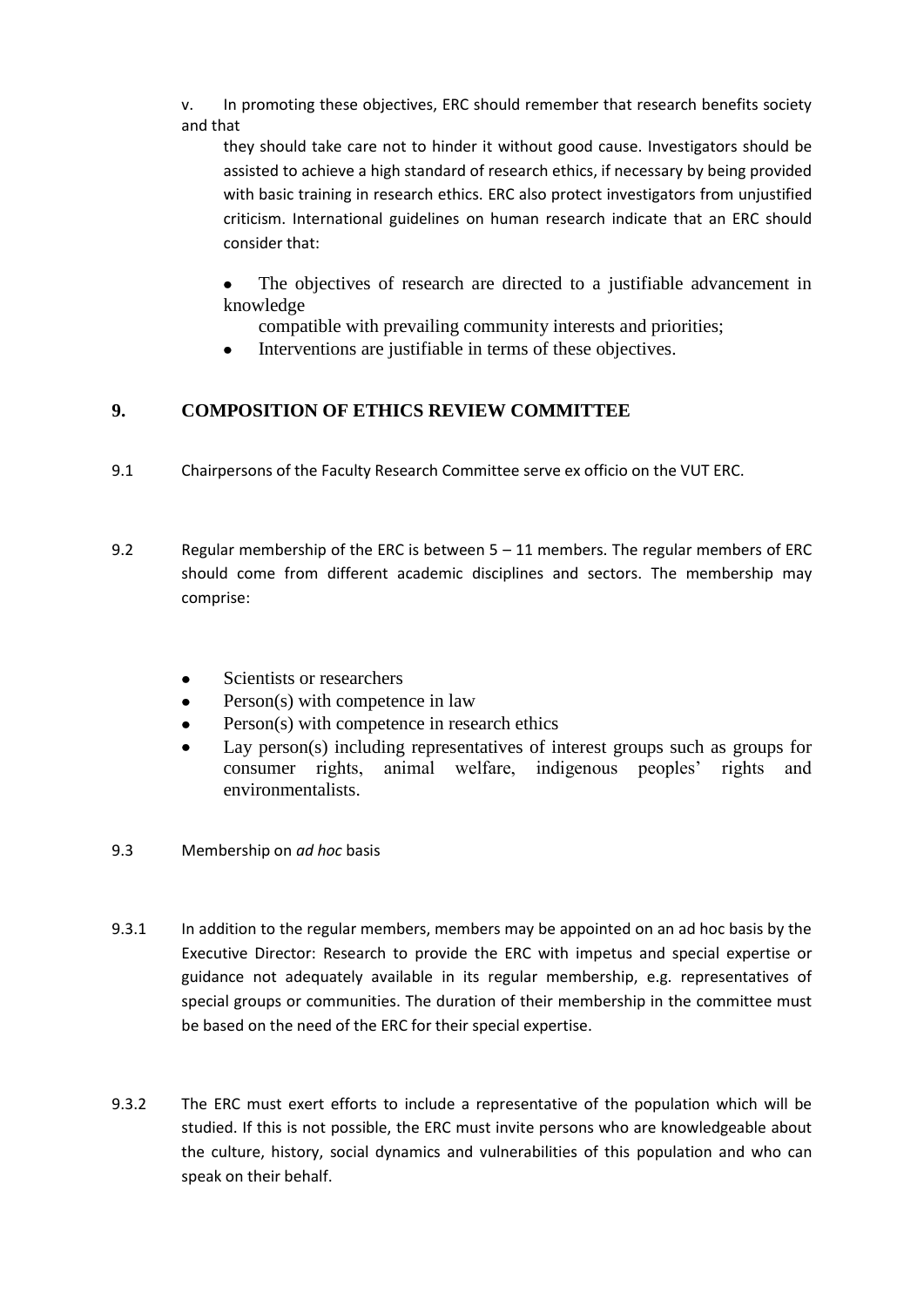v. In promoting these objectives, ERC should remember that research benefits society and that they should take care not to hinder it without good cause. Investigators should be assisted to achieve a high standard of research ethics, if necessary by being provided with basic training in research ethics. ERC also protect investigators from unjustified criticism. International guidelines on human research indicate that an ERC should consider that:

- The objectives of research are directed to a justifiable advancement in knowledge compatible with prevailing community interests and priorities;
- Interventions are justifiable in terms of these objectives.

## 9. COMPOSITION OF ETHICS REVIEW COMMITTEE

9.1 Chairpersons of the Faculty Research Committee serve ex officio on the VUT ERC.

9.2 Regular membership of the ERC is between 5 – 11 members. The regular members of ERC should come from different academic disciplines and sectors. The membership may comprise:

- Scientists or researchers
- Person(s) with competence in law
- Person(s) with competence in research ethics
- Lay person(s) including representatives of interest groups such as groups for consumer rights, animal welfare, indigenous peoples' rights and environmentalists.

9.3 Membership on *ad hoc* basis

9.3.1 In addition to the regular members, members may be appointed on an ad hoc basis by the Executive Director: Research to provide the ERC with impetus and special expertise or guidance not adequately available in its regular membership, e.g. representatives of special groups or communities. The duration of their membership in the committee must be based on the need of the ERC for their special expertise.

9.3.2 The ERC must exert efforts to include a representative of the population which will be studied. If this is not possible, the ERC must invite persons who are knowledgeable about the culture, history, social dynamics and vulnerabilities of this population and who can speak on their behalf.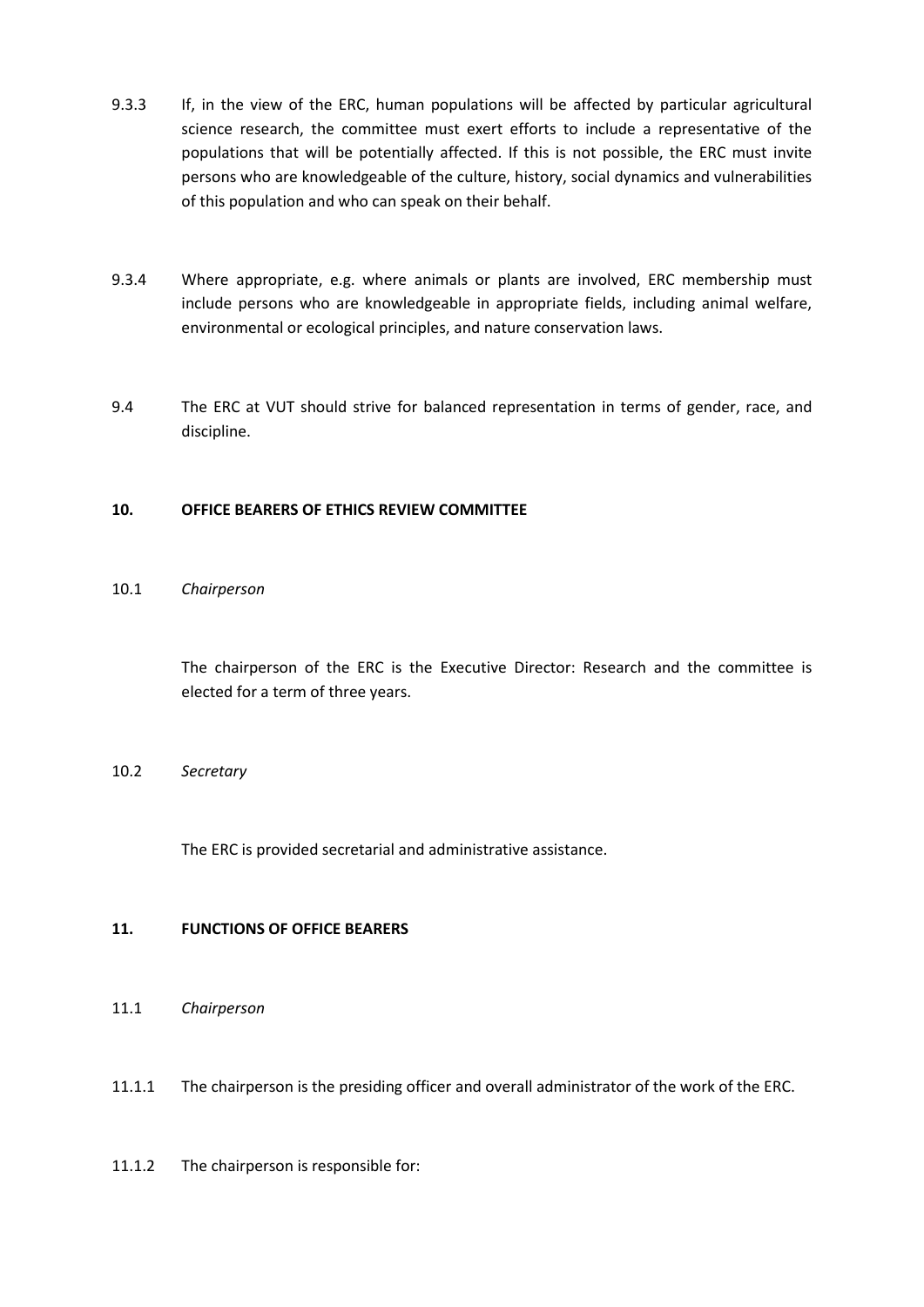9.3.3 If, in the view of the ERC, human populations will be affected by particular agricultural science research, the committee must exert efforts to include a representative of the populations that will be potentially affected. If this is not possible, the ERC must invite persons who are knowledgeable of the culture, history, social dynamics and vulnerabilities of this population and who can speak on their behalf.

9.3.4 Where appropriate, e.g. where animals or plants are involved, ERC membership must include persons who are knowledgeable in appropriate fields, including animal welfare, environmental or ecological principles, and nature conservation laws.

9.4 The ERC at VUT should strive for balanced representation in terms of gender, race, and discipline.

## 10. OFFICE BEARERS OF ETHICS REVIEW COMMITTEE

10.1 *Chairperson*

The chairperson of the ERC is the Executive Director: Research and the committee is elected for a term of three years.

10.2 *Secretary*

The ERC is provided secretarial and administrative assistance.

## 11. FUNCTIONS OF OFFICE BEARERS

11.1 *Chairperson*

11.1.1 The chairperson is the presiding officer and overall administrator of the work of the ERC.

11.1.2 The chairperson is responsible for: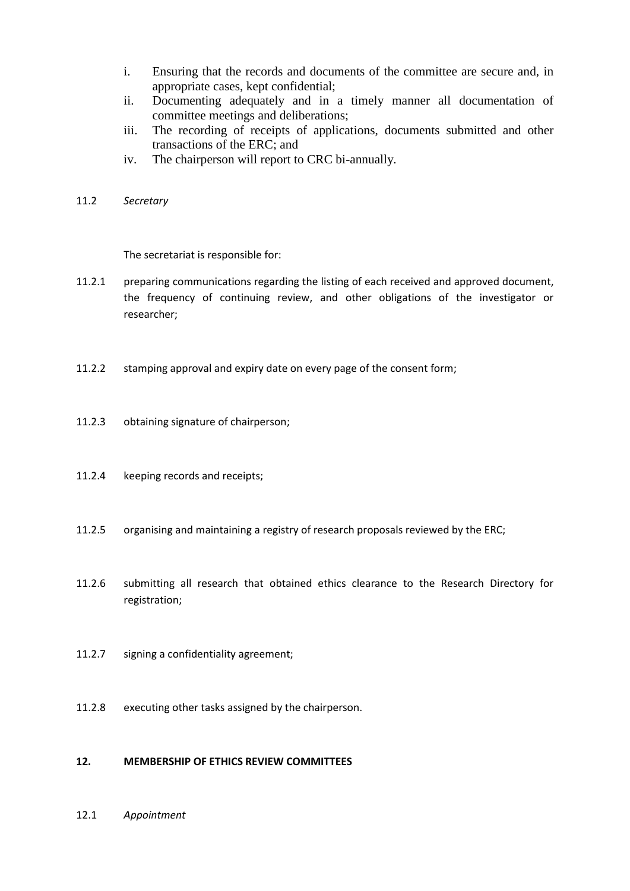i. Ensuring that the records and documents of the committee are secure and, in appropriate cases, kept confidential;
ii. Documenting adequately and in a timely manner all documentation of committee meetings and deliberations;
iii. The recording of receipts of applications, documents submitted and other transactions of the ERC; and
iv. The chairperson will report to CRC bi-annually.

11.2 *Secretary*

The secretariat is responsible for:

11.2.1 preparing communications regarding the listing of each received and approved document, the frequency of continuing review, and other obligations of the investigator or researcher;

11.2.2 stamping approval and expiry date on every page of the consent form;

11.2.3 obtaining signature of chairperson;

11.2.4 keeping records and receipts;

11.2.5 organising and maintaining a registry of research proposals reviewed by the ERC;

11.2.6 submitting all research that obtained ethics clearance to the Research Directory for registration;

11.2.7 signing a confidentiality agreement;

11.2.8 executing other tasks assigned by the chairperson.

## 12. MEMBERSHIP OF ETHICS REVIEW COMMITTEES

12.1 *Appointment*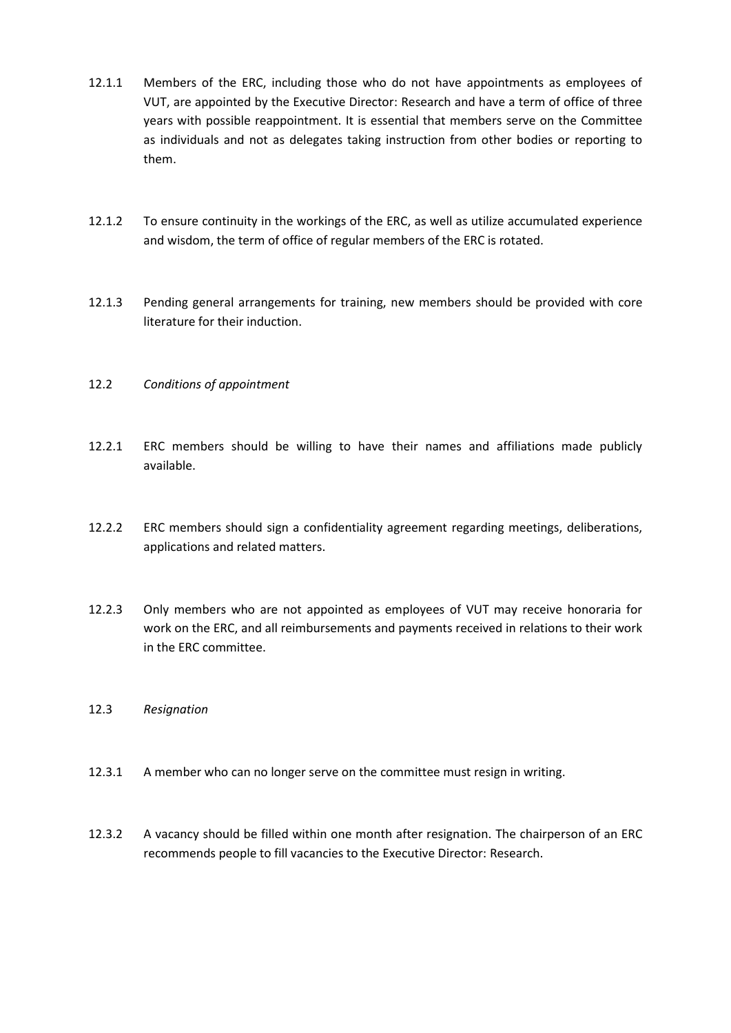12.1.1 Members of the ERC, including those who do not have appointments as employees of VUT, are appointed by the Executive Director: Research and have a term of office of three years with possible reappointment. It is essential that members serve on the Committee as individuals and not as delegates taking instruction from other bodies or reporting to them.

12.1.2 To ensure continuity in the workings of the ERC, as well as utilize accumulated experience and wisdom, the term of office of regular members of the ERC is rotated.

12.1.3 Pending general arrangements for training, new members should be provided with core literature for their induction.

12.2 *Conditions of appointment*

12.2.1 ERC members should be willing to have their names and affiliations made publicly available.

12.2.2 ERC members should sign a confidentiality agreement regarding meetings, deliberations, applications and related matters.

12.2.3 Only members who are not appointed as employees of VUT may receive honoraria for work on the ERC, and all reimbursements and payments received in relations to their work in the ERC committee.

12.3 *Resignation*

12.3.1 A member who can no longer serve on the committee must resign in writing.

12.3.2 A vacancy should be filled within one month after resignation. The chairperson of an ERC recommends people to fill vacancies to the Executive Director: Research.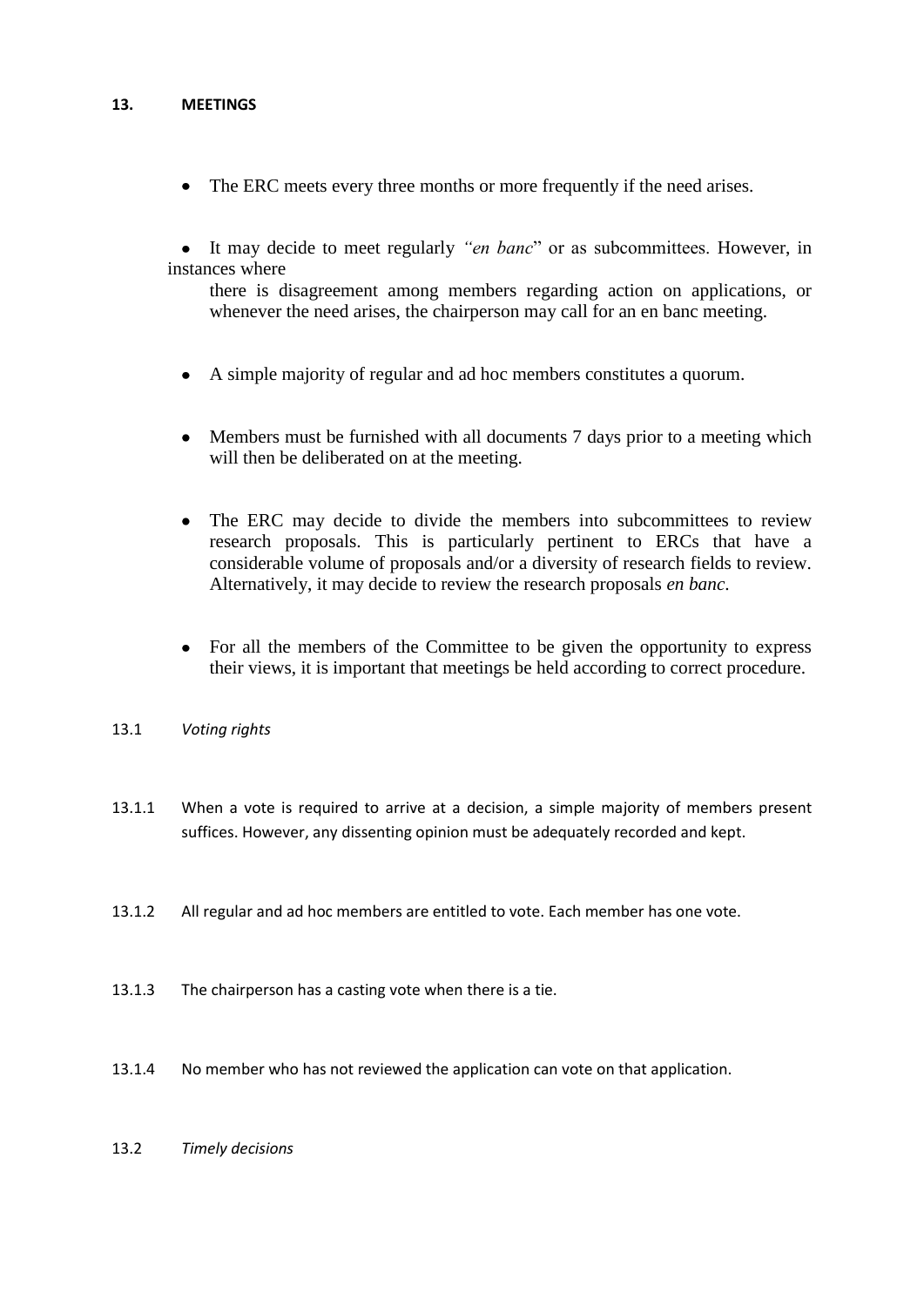## 13. MEETINGS

- The ERC meets every three months or more frequently if the need arises.
- It may decide to meet regularly *"en banc"* or as subcommittees. However, in instances where there is disagreement among members regarding action on applications, or whenever the need arises, the chairperson may call for an en banc meeting.
- A simple majority of regular and ad hoc members constitutes a quorum.
- Members must be furnished with all documents 7 days prior to a meeting which will then be deliberated on at the meeting.
- The ERC may decide to divide the members into subcommittees to review research proposals. This is particularly pertinent to ERCs that have a considerable volume of proposals and/or a diversity of research fields to review. Alternatively, it may decide to review the research proposals *en banc*.
- For all the members of the Committee to be given the opportunity to express their views, it is important that meetings be held according to correct procedure.

### 13.1 *Voting rights*

13.1.1 When a vote is required to arrive at a decision, a simple majority of members present suffices. However, any dissenting opinion must be adequately recorded and kept.

13.1.2 All regular and ad hoc members are entitled to vote. Each member has one vote.

13.1.3 The chairperson has a casting vote when there is a tie.

13.1.4 No member who has not reviewed the application can vote on that application.

### 13.2 *Timely decisions*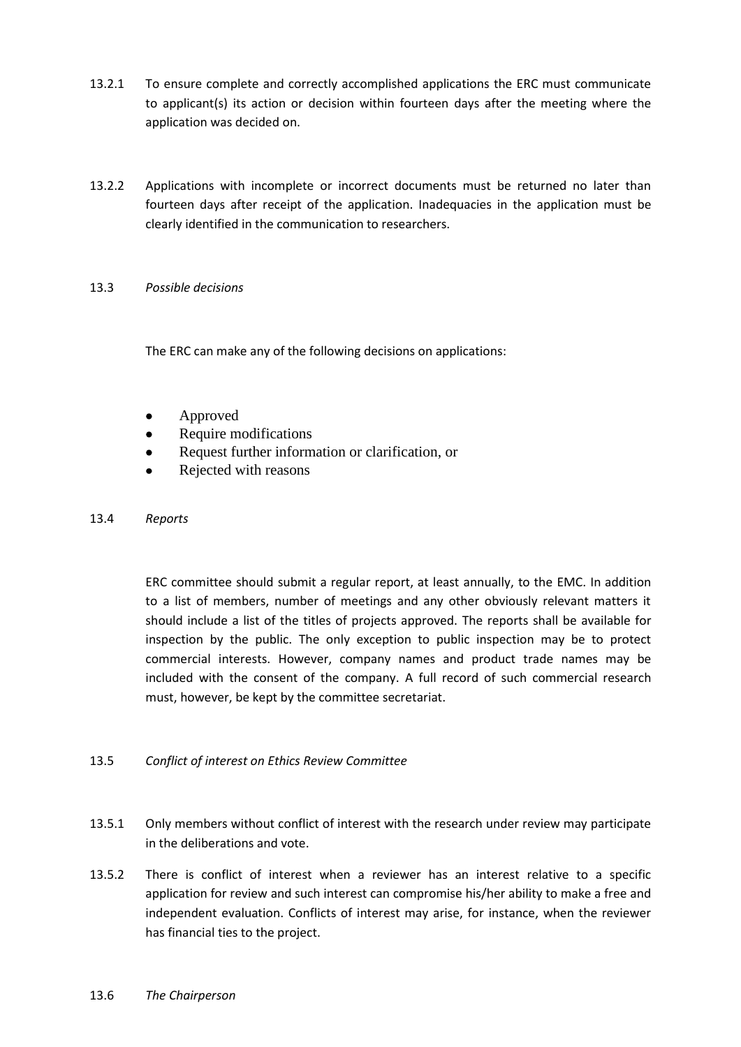13.2.1 To ensure complete and correctly accomplished applications the ERC must communicate to applicant(s) its action or decision within fourteen days after the meeting where the application was decided on.

13.2.2 Applications with incomplete or incorrect documents must be returned no later than fourteen days after receipt of the application. Inadequacies in the application must be clearly identified in the communication to researchers.

13.3 *Possible decisions*

The ERC can make any of the following decisions on applications:

- Approved
- Require modifications
- Request further information or clarification, or
- Rejected with reasons

13.4 *Reports*

ERC committee should submit a regular report, at least annually, to the EMC. In addition to a list of members, number of meetings and any other obviously relevant matters it should include a list of the titles of projects approved. The reports shall be available for inspection by the public. The only exception to public inspection may be to protect commercial interests. However, company names and product trade names may be included with the consent of the company. A full record of such commercial research must, however, be kept by the committee secretariat.

13.5 *Conflict of interest on Ethics Review Committee*

13.5.1 Only members without conflict of interest with the research under review may participate in the deliberations and vote.

13.5.2 There is conflict of interest when a reviewer has an interest relative to a specific application for review and such interest can compromise his/her ability to make a free and independent evaluation. Conflicts of interest may arise, for instance, when the reviewer has financial ties to the project.

13.6 *The Chairperson*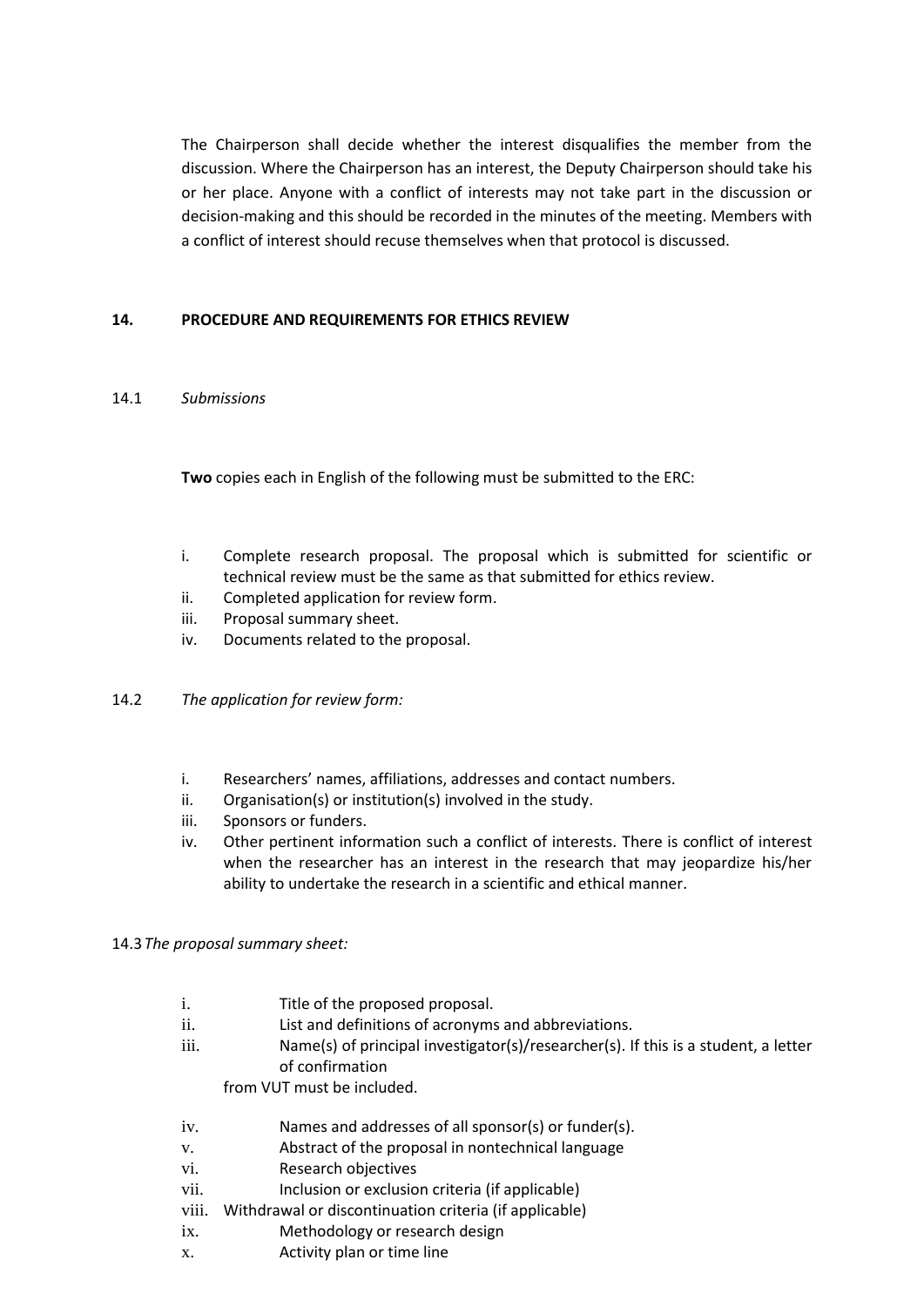The Chairperson shall decide whether the interest disqualifies the member from the discussion. Where the Chairperson has an interest, the Deputy Chairperson should take his or her place. Anyone with a conflict of interests may not take part in the discussion or decision-making and this should be recorded in the minutes of the meeting. Members with a conflict of interest should recuse themselves when that protocol is discussed.

## 14. PROCEDURE AND REQUIREMENTS FOR ETHICS REVIEW

### 14.1 *Submissions*

**Two** copies each in English of the following must be submitted to the ERC:

i. Complete research proposal. The proposal which is submitted for scientific or technical review must be the same as that submitted for ethics review.
ii. Completed application for review form.
iii. Proposal summary sheet.
iv. Documents related to the proposal.

### 14.2 *The application for review form:*

i. Researchers' names, affiliations, addresses and contact numbers.
ii. Organisation(s) or institution(s) involved in the study.
iii. Sponsors or funders.
iv. Other pertinent information such a conflict of interests. There is conflict of interest when the researcher has an interest in the research that may jeopardize his/her ability to undertake the research in a scientific and ethical manner.

### 14.3 *The proposal summary sheet:*

i. Title of the proposed proposal.
ii. List and definitions of acronyms and abbreviations.
iii. Name(s) of principal investigator(s)/researcher(s). If this is a student, a letter of confirmation from VUT must be included.
iv. Names and addresses of all sponsor(s) or funder(s).
v. Abstract of the proposal in nontechnical language
vi. Research objectives
vii. Inclusion or exclusion criteria (if applicable)
viii. Withdrawal or discontinuation criteria (if applicable)
ix. Methodology or research design
x. Activity plan or time line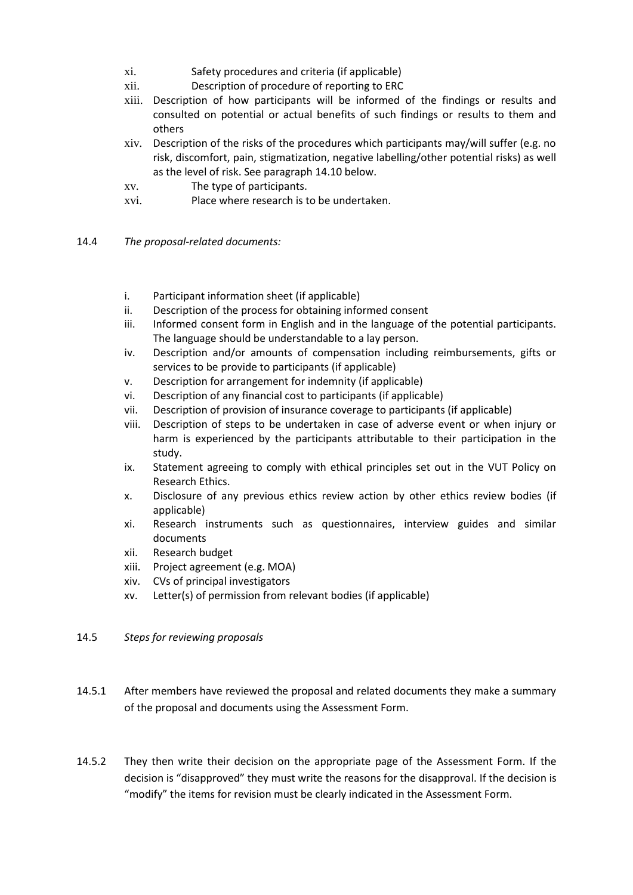xi. Safety procedures and criteria (if applicable)
xii. Description of procedure of reporting to ERC
xiii. Description of how participants will be informed of the findings or results and consulted on potential or actual benefits of such findings or results to them and others
xiv. Description of the risks of the procedures which participants may/will suffer (e.g. no risk, discomfort, pain, stigmatization, negative labelling/other potential risks) as well as the level of risk. See paragraph 14.10 below.
xv. The type of participants.
xvi. Place where research is to be undertaken.

14.4 *The proposal-related documents:*

i. Participant information sheet (if applicable)
ii. Description of the process for obtaining informed consent
iii. Informed consent form in English and in the language of the potential participants. The language should be understandable to a lay person.
iv. Description and/or amounts of compensation including reimbursements, gifts or services to be provide to participants (if applicable)
v. Description for arrangement for indemnity (if applicable)
vi. Description of any financial cost to participants (if applicable)
vii. Description of provision of insurance coverage to participants (if applicable)
viii. Description of steps to be undertaken in case of adverse event or when injury or harm is experienced by the participants attributable to their participation in the study.
ix. Statement agreeing to comply with ethical principles set out in the VUT Policy on Research Ethics.
x. Disclosure of any previous ethics review action by other ethics review bodies (if applicable)
xi. Research instruments such as questionnaires, interview guides and similar documents
xii. Research budget
xiii. Project agreement (e.g. MOA)
xiv. CVs of principal investigators
xv. Letter(s) of permission from relevant bodies (if applicable)

14.5 *Steps for reviewing proposals*

14.5.1 After members have reviewed the proposal and related documents they make a summary of the proposal and documents using the Assessment Form.

14.5.2 They then write their decision on the appropriate page of the Assessment Form. If the decision is "disapproved" they must write the reasons for the disapproval. If the decision is "modify" the items for revision must be clearly indicated in the Assessment Form.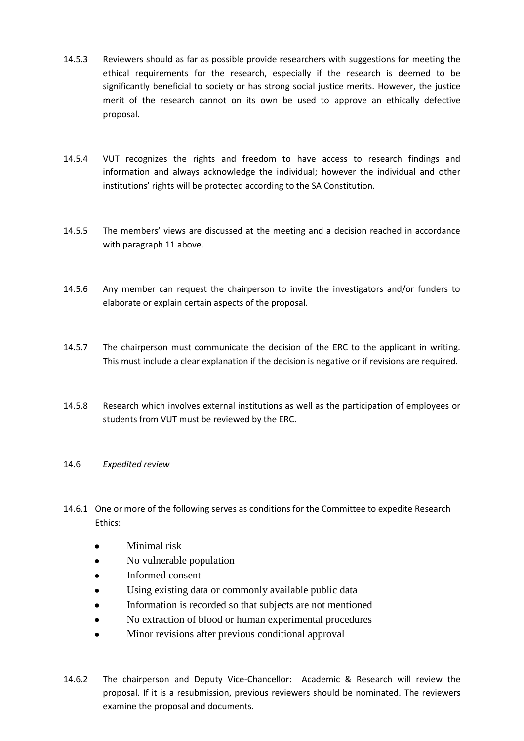14.5.3 Reviewers should as far as possible provide researchers with suggestions for meeting the ethical requirements for the research, especially if the research is deemed to be significantly beneficial to society or has strong social justice merits. However, the justice merit of the research cannot on its own be used to approve an ethically defective proposal.

14.5.4 VUT recognizes the rights and freedom to have access to research findings and information and always acknowledge the individual; however the individual and other institutions' rights will be protected according to the SA Constitution.

14.5.5 The members' views are discussed at the meeting and a decision reached in accordance with paragraph 11 above.

14.5.6 Any member can request the chairperson to invite the investigators and/or funders to elaborate or explain certain aspects of the proposal.

14.5.7 The chairperson must communicate the decision of the ERC to the applicant in writing. This must include a clear explanation if the decision is negative or if revisions are required.

14.5.8 Research which involves external institutions as well as the participation of employees or students from VUT must be reviewed by the ERC.

14.6 *Expedited review*

14.6.1 One or more of the following serves as conditions for the Committee to expedite Research Ethics:

- Minimal risk
- No vulnerable population
- Informed consent
- Using existing data or commonly available public data
- Information is recorded so that subjects are not mentioned
- No extraction of blood or human experimental procedures
- Minor revisions after previous conditional approval

14.6.2 The chairperson and Deputy Vice-Chancellor: Academic & Research will review the proposal. If it is a resubmission, previous reviewers should be nominated. The reviewers examine the proposal and documents.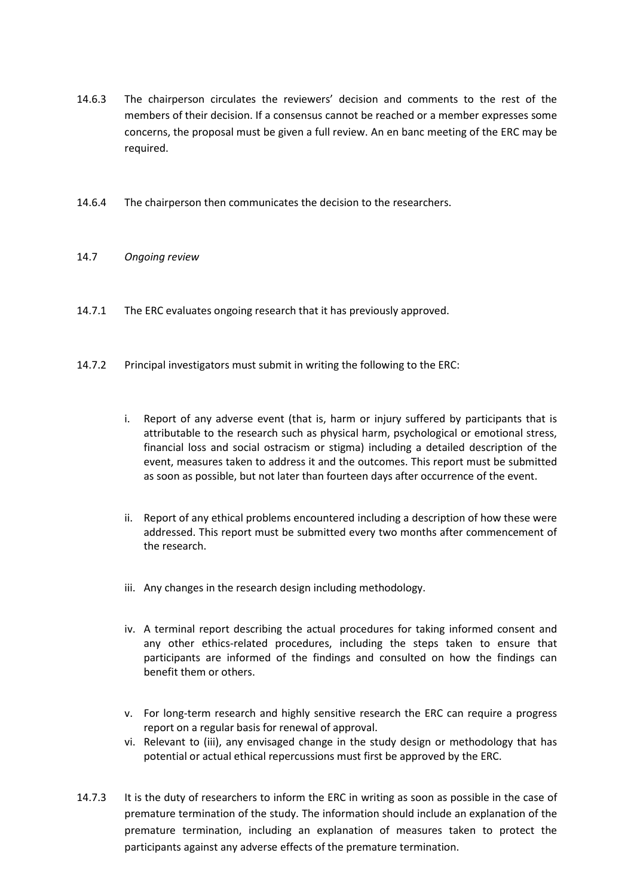14.6.3 The chairperson circulates the reviewers' decision and comments to the rest of the members of their decision. If a consensus cannot be reached or a member expresses some concerns, the proposal must be given a full review. An en banc meeting of the ERC may be required.

14.6.4 The chairperson then communicates the decision to the researchers.

14.7 *Ongoing review*

14.7.1 The ERC evaluates ongoing research that it has previously approved.

14.7.2 Principal investigators must submit in writing the following to the ERC:

i. Report of any adverse event (that is, harm or injury suffered by participants that is attributable to the research such as physical harm, psychological or emotional stress, financial loss and social ostracism or stigma) including a detailed description of the event, measures taken to address it and the outcomes. This report must be submitted as soon as possible, but not later than fourteen days after occurrence of the event.

ii. Report of any ethical problems encountered including a description of how these were addressed. This report must be submitted every two months after commencement of the research.

iii. Any changes in the research design including methodology.

iv. A terminal report describing the actual procedures for taking informed consent and any other ethics-related procedures, including the steps taken to ensure that participants are informed of the findings and consulted on how the findings can benefit them or others.

v. For long-term research and highly sensitive research the ERC can require a progress report on a regular basis for renewal of approval.

vi. Relevant to (iii), any envisaged change in the study design or methodology that has potential or actual ethical repercussions must first be approved by the ERC.

14.7.3 It is the duty of researchers to inform the ERC in writing as soon as possible in the case of premature termination of the study. The information should include an explanation of the premature termination, including an explanation of measures taken to protect the participants against any adverse effects of the premature termination.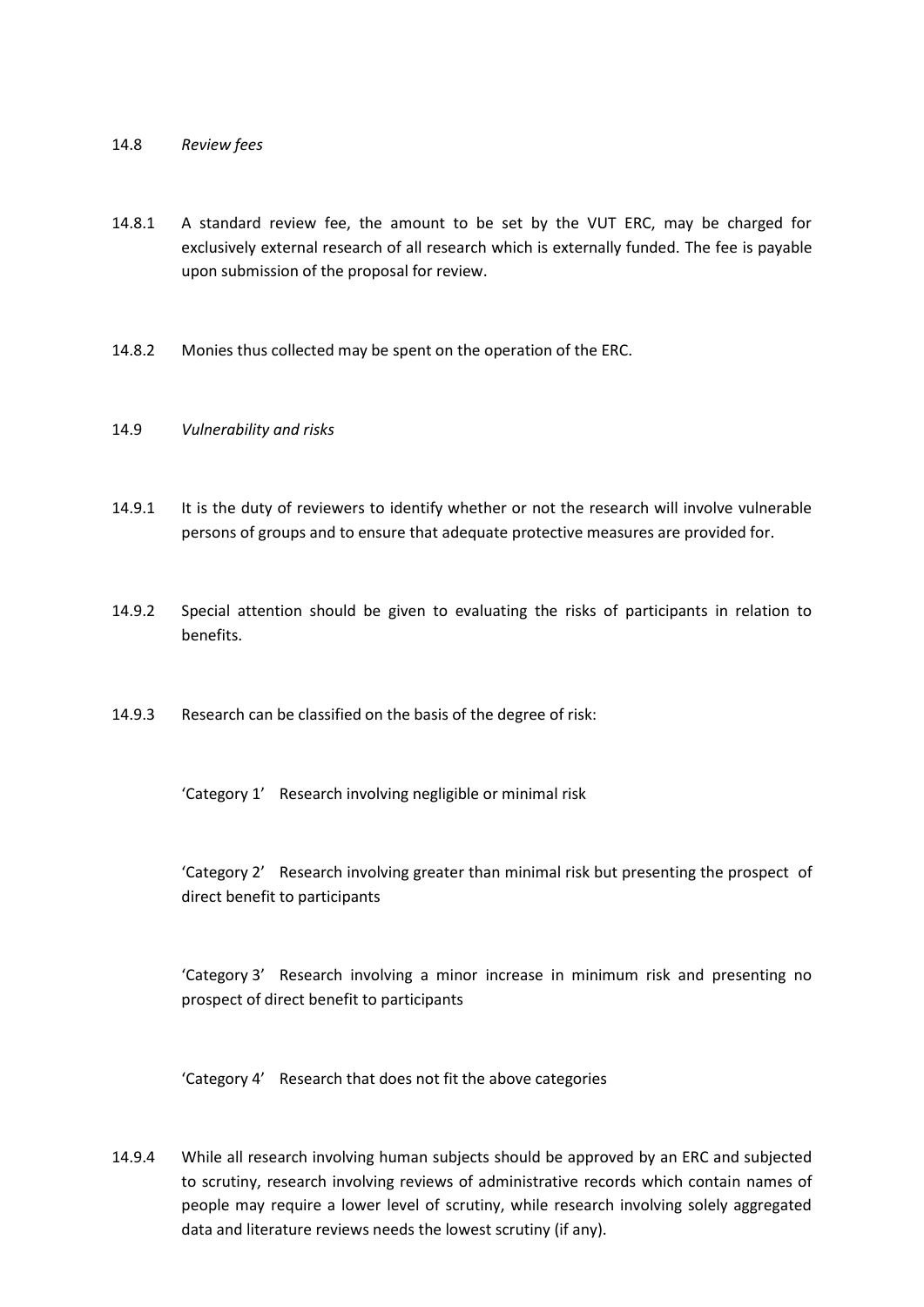14.8 *Review fees*

14.8.1 A standard review fee, the amount to be set by the VUT ERC, may be charged for exclusively external research of all research which is externally funded. The fee is payable upon submission of the proposal for review.

14.8.2 Monies thus collected may be spent on the operation of the ERC.

14.9 *Vulnerability and risks*

14.9.1 It is the duty of reviewers to identify whether or not the research will involve vulnerable persons of groups and to ensure that adequate protective measures are provided for.

14.9.2 Special attention should be given to evaluating the risks of participants in relation to benefits.

14.9.3 Research can be classified on the basis of the degree of risk:

'Category 1' Research involving negligible or minimal risk

'Category 2' Research involving greater than minimal risk but presenting the prospect of direct benefit to participants

'Category 3' Research involving a minor increase in minimum risk and presenting no prospect of direct benefit to participants

'Category 4' Research that does not fit the above categories

14.9.4 While all research involving human subjects should be approved by an ERC and subjected to scrutiny, research involving reviews of administrative records which contain names of people may require a lower level of scrutiny, while research involving solely aggregated data and literature reviews needs the lowest scrutiny (if any).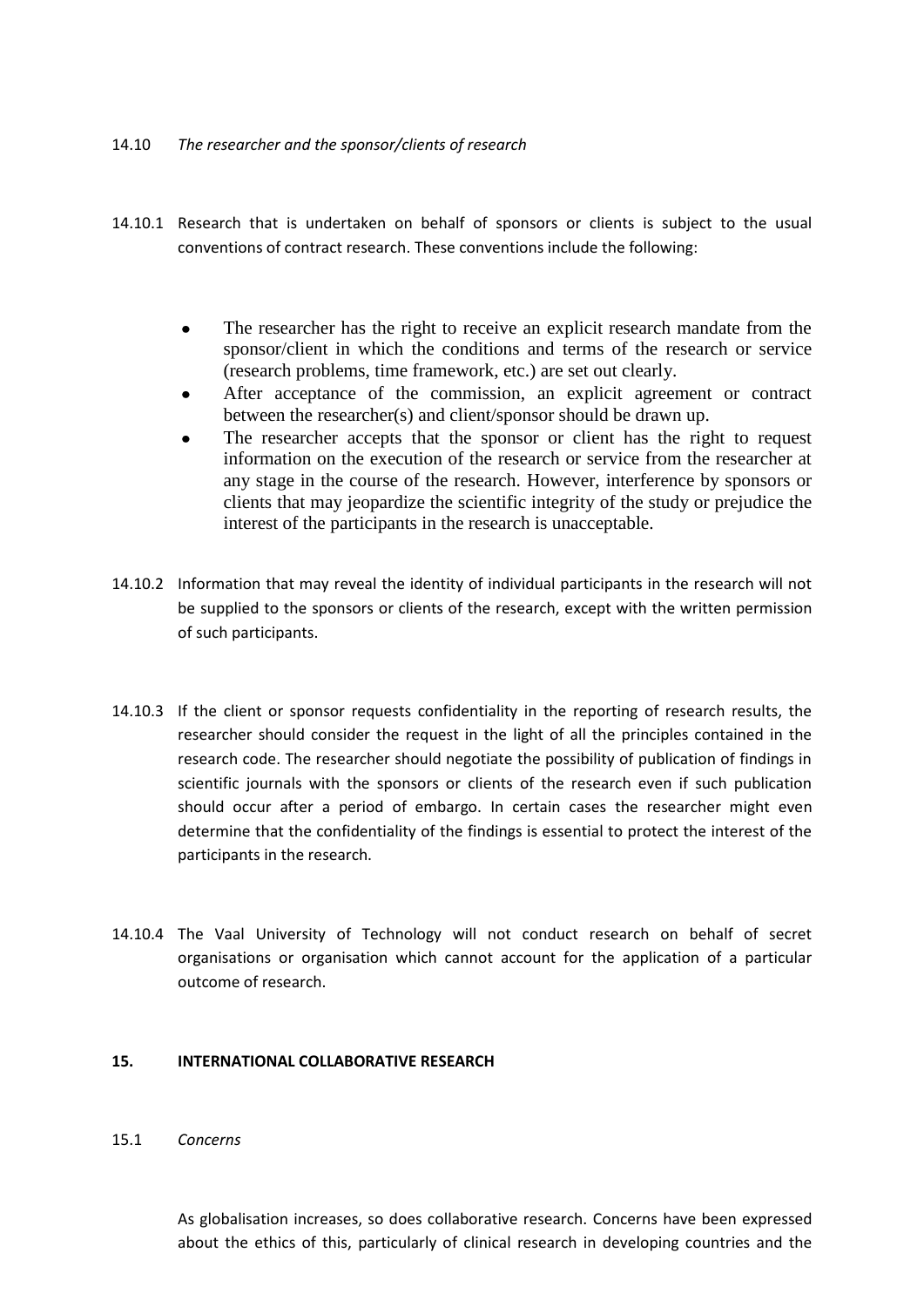14.10 *The researcher and the sponsor/clients of research*

14.10.1 Research that is undertaken on behalf of sponsors or clients is subject to the usual conventions of contract research. These conventions include the following:

- The researcher has the right to receive an explicit research mandate from the sponsor/client in which the conditions and terms of the research or service (research problems, time framework, etc.) are set out clearly.
- After acceptance of the commission, an explicit agreement or contract between the researcher(s) and client/sponsor should be drawn up.
- The researcher accepts that the sponsor or client has the right to request information on the execution of the research or service from the researcher at any stage in the course of the research. However, interference by sponsors or clients that may jeopardize the scientific integrity of the study or prejudice the interest of the participants in the research is unacceptable.

14.10.2 Information that may reveal the identity of individual participants in the research will not be supplied to the sponsors or clients of the research, except with the written permission of such participants.

14.10.3 If the client or sponsor requests confidentiality in the reporting of research results, the researcher should consider the request in the light of all the principles contained in the research code. The researcher should negotiate the possibility of publication of findings in scientific journals with the sponsors or clients of the research even if such publication should occur after a period of embargo. In certain cases the researcher might even determine that the confidentiality of the findings is essential to protect the interest of the participants in the research.

14.10.4 The Vaal University of Technology will not conduct research on behalf of secret organisations or organisation which cannot account for the application of a particular outcome of research.

## 15. INTERNATIONAL COLLABORATIVE RESEARCH

15.1 *Concerns*

As globalisation increases, so does collaborative research. Concerns have been expressed about the ethics of this, particularly of clinical research in developing countries and the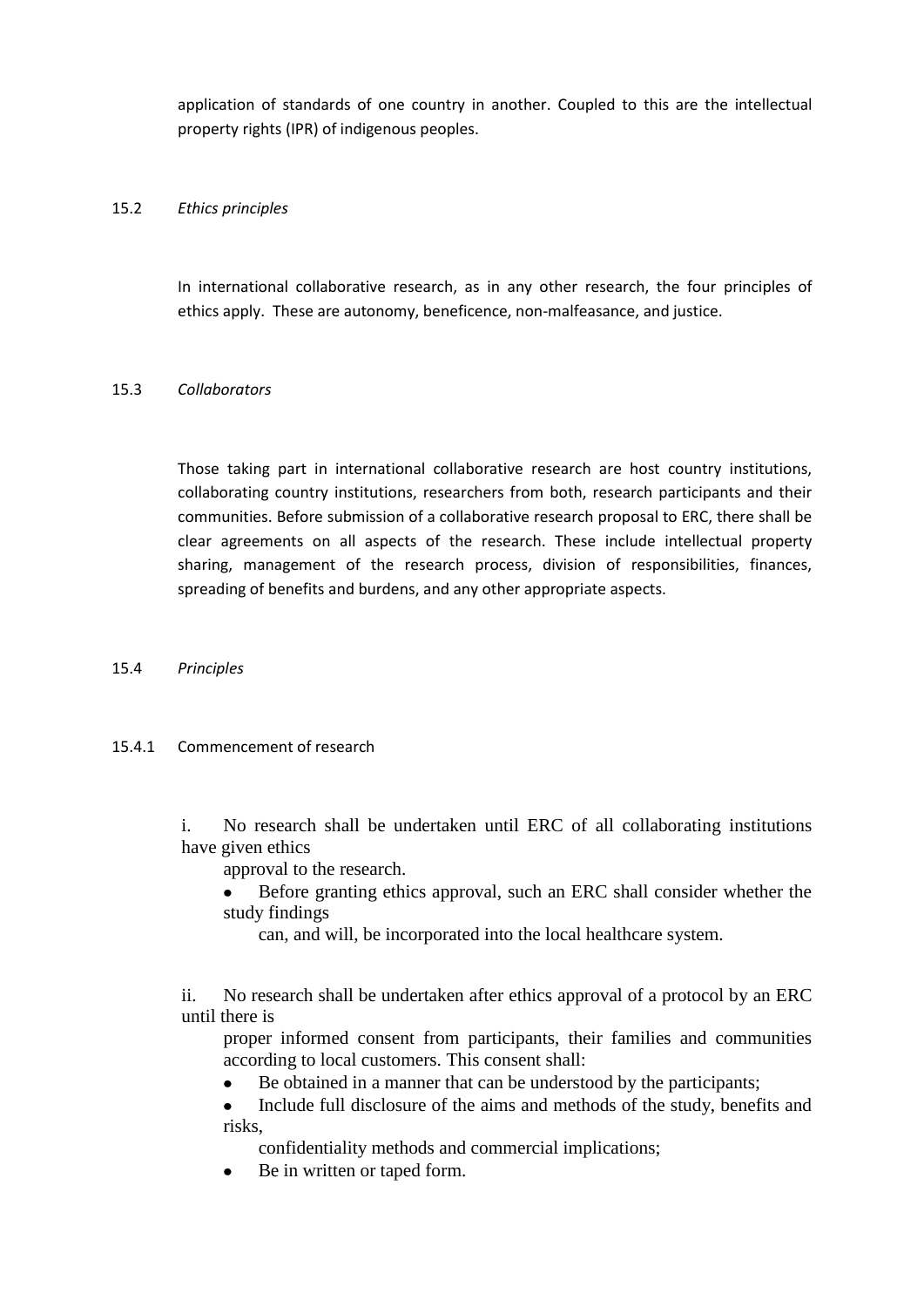application of standards of one country in another. Coupled to this are the intellectual property rights (IPR) of indigenous peoples.

### 15.2 *Ethics principles*

In international collaborative research, as in any other research, the four principles of ethics apply. These are autonomy, beneficence, non-malfeasance, and justice.

### 15.3 *Collaborators*

Those taking part in international collaborative research are host country institutions, collaborating country institutions, researchers from both, research participants and their communities. Before submission of a collaborative research proposal to ERC, there shall be clear agreements on all aspects of the research. These include intellectual property sharing, management of the research process, division of responsibilities, finances, spreading of benefits and burdens, and any other appropriate aspects.

### 15.4 *Principles*

#### 15.4.1 Commencement of research

i. No research shall be undertaken until ERC of all collaborating institutions have given ethics approval to the research.

- Before granting ethics approval, such an ERC shall consider whether the study findings can, and will, be incorporated into the local healthcare system.

ii. No research shall be undertaken after ethics approval of a protocol by an ERC until there is proper informed consent from participants, their families and communities according to local customers. This consent shall:

- Be obtained in a manner that can be understood by the participants;
- Include full disclosure of the aims and methods of the study, benefits and risks, confidentiality methods and commercial implications;
- Be in written or taped form.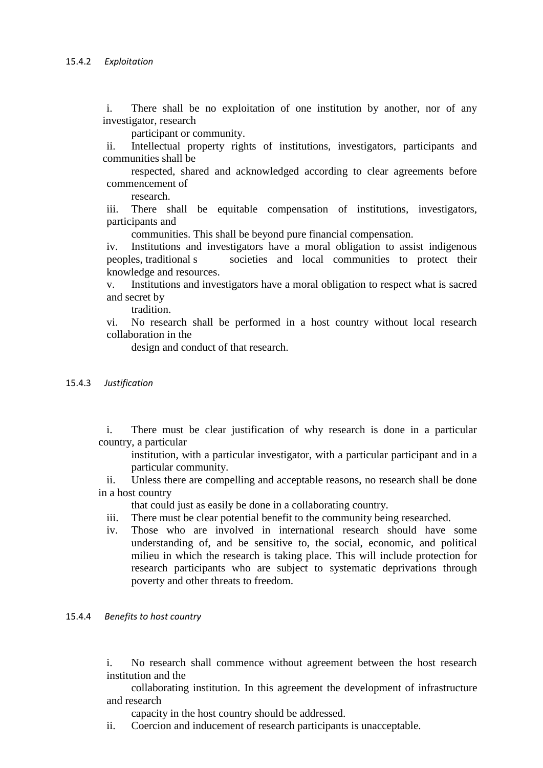#### 15.4.2 *Exploitation*

i. There shall be no exploitation of one institution by another, nor of any investigator, research participant or community.

ii. Intellectual property rights of institutions, investigators, participants and communities shall be respected, shared and acknowledged according to clear agreements before commencement of research.

iii. There shall be equitable compensation of institutions, investigators, participants and communities. This shall be beyond pure financial compensation.

iv. Institutions and investigators have a moral obligation to assist indigenous peoples, traditional s societies and local communities to protect their knowledge and resources.

v. Institutions and investigators have a moral obligation to respect what is sacred and secret by tradition.

vi. No research shall be performed in a host country without local research collaboration in the design and conduct of that research.

#### 15.4.3 *Justification*

i. There must be clear justification of why research is done in a particular country, a particular institution, with a particular investigator, with a particular participant and in a particular community.

ii. Unless there are compelling and acceptable reasons, no research shall be done in a host country that could just as easily be done in a collaborating country.

iii. There must be clear potential benefit to the community being researched.

iv. Those who are involved in international research should have some understanding of, and be sensitive to, the social, economic, and political milieu in which the research is taking place. This will include protection for research participants who are subject to systematic deprivations through poverty and other threats to freedom.

#### 15.4.4 *Benefits to host country*

i. No research shall commence without agreement between the host research institution and the collaborating institution. In this agreement the development of infrastructure and research capacity in the host country should be addressed.

ii. Coercion and inducement of research participants is unacceptable.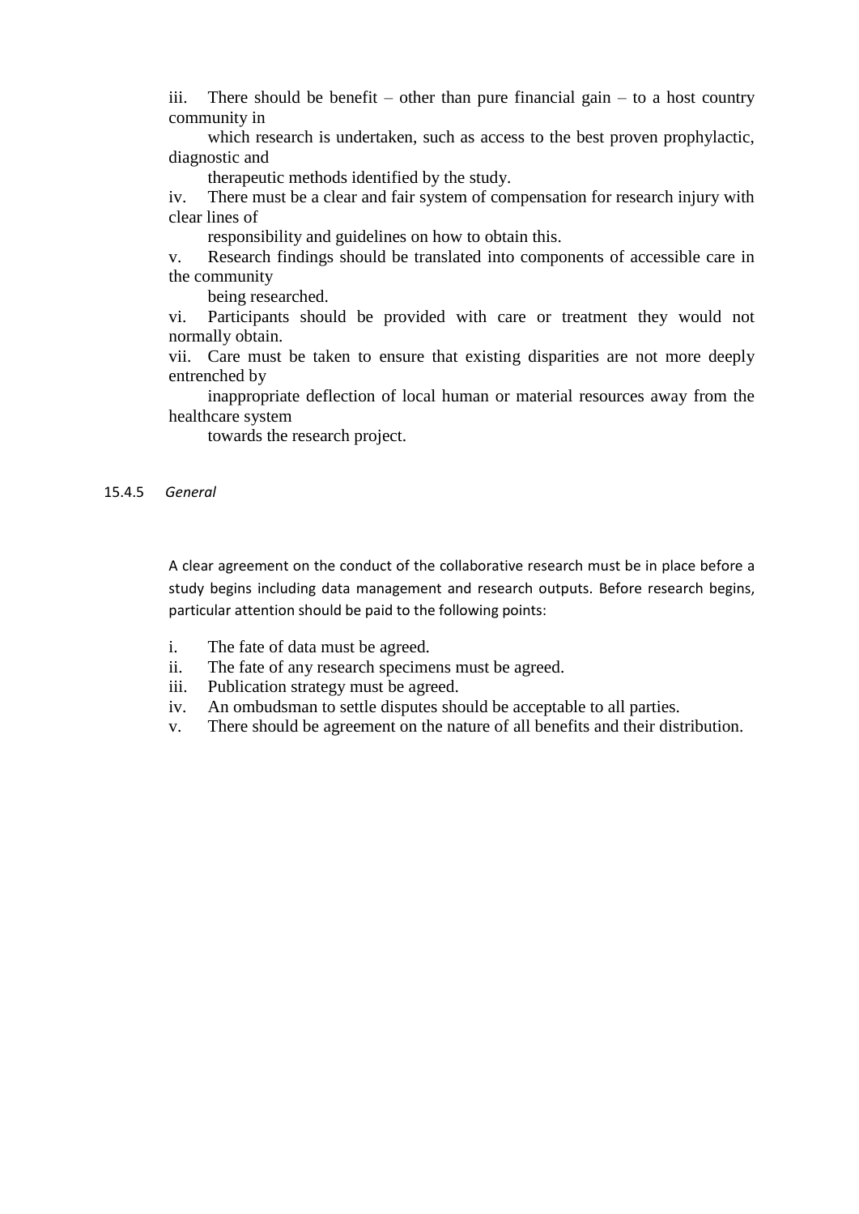iii. There should be benefit – other than pure financial gain – to a host country community in which research is undertaken, such as access to the best proven prophylactic, diagnostic and therapeutic methods identified by the study.

iv. There must be a clear and fair system of compensation for research injury with clear lines of responsibility and guidelines on how to obtain this.

v. Research findings should be translated into components of accessible care in the community being researched.

vi. Participants should be provided with care or treatment they would not normally obtain.

vii. Care must be taken to ensure that existing disparities are not more deeply entrenched by inappropriate deflection of local human or material resources away from the healthcare system towards the research project.

### 15.4.5 *General*

A clear agreement on the conduct of the collaborative research must be in place before a study begins including data management and research outputs. Before research begins, particular attention should be paid to the following points:

i. The fate of data must be agreed.

ii. The fate of any research specimens must be agreed.

iii. Publication strategy must be agreed.

iv. An ombudsman to settle disputes should be acceptable to all parties.

v. There should be agreement on the nature of all benefits and their distribution.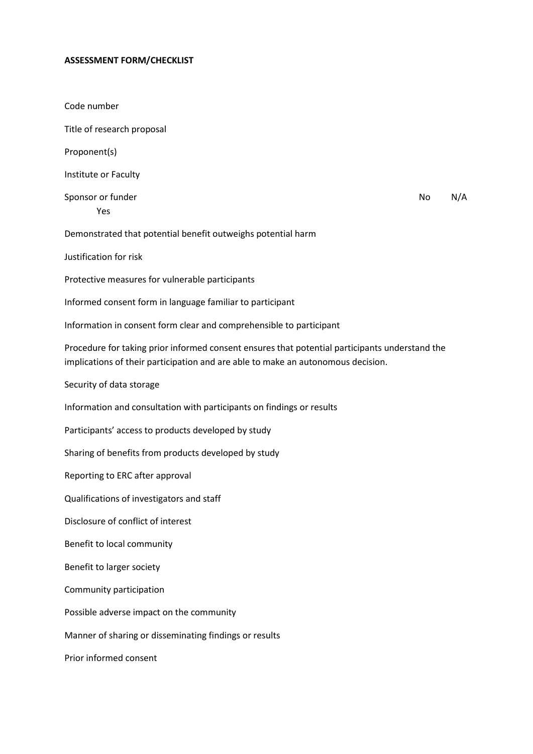**ASSESSMENT FORM/CHECKLIST**

Code number

Title of research proposal

Proponent(s)

Institute or Faculty

| | Yes | No | N/A |
|---|---|---|---|
| Sponsor or funder | | | |
| Demonstrated that potential benefit outweighs potential harm | | | |
| Justification for risk | | | |
| Protective measures for vulnerable participants | | | |
| Informed consent form in language familiar to participant | | | |
| Information in consent form clear and comprehensible to participant | | | |
| Procedure for taking prior informed consent ensures that potential participants understand the implications of their participation and are able to make an autonomous decision. | | | |
| Security of data storage | | | |
| Information and consultation with participants on findings or results | | | |
| Participants' access to products developed by study | | | |
| Sharing of benefits from products developed by study | | | |
| Reporting to ERC after approval | | | |
| Qualifications of investigators and staff | | | |
| Disclosure of conflict of interest | | | |
| Benefit to local community | | | |
| Benefit to larger society | | | |
| Community participation | | | |
| Possible adverse impact on the community | | | |
| Manner of sharing or disseminating findings or results | | | |
| Prior informed consent | | | |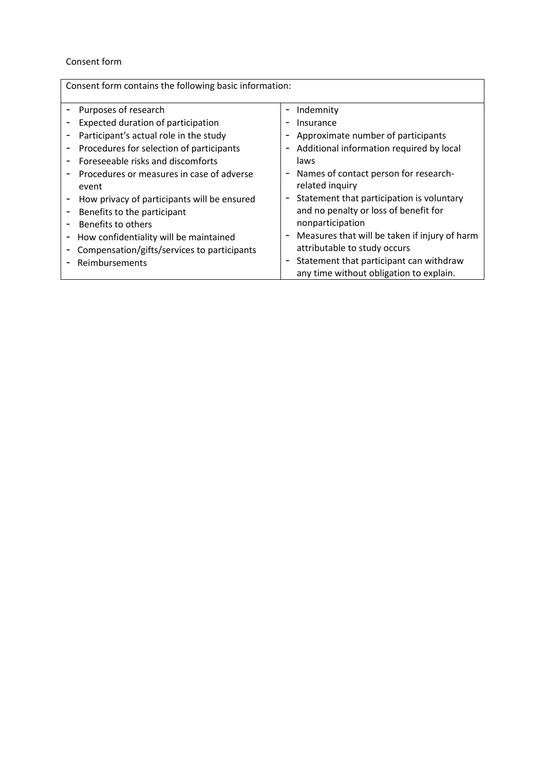Consent form

| Consent form contains the following basic information: | |
|---|---|
| - Purposes of research<br>- Expected duration of participation<br>- Participant's actual role in the study<br>- Procedures for selection of participants<br>- Foreseeable risks and discomforts<br>- Procedures or measures in case of adverse event<br>- How privacy of participants will be ensured<br>- Benefits to the participant<br>- Benefits to others<br>- How confidentiality will be maintained<br>- Compensation/gifts/services to participants<br>- Reimbursements | - Indemnity<br>- Insurance<br>- Approximate number of participants<br>- Additional information required by local laws<br>- Names of contact person for research-related inquiry<br>- Statement that participation is voluntary and no penalty or loss of benefit for nonparticipation<br>- Measures that will be taken if injury of harm attributable to study occurs<br>- Statement that participant can withdraw any time without obligation to explain. |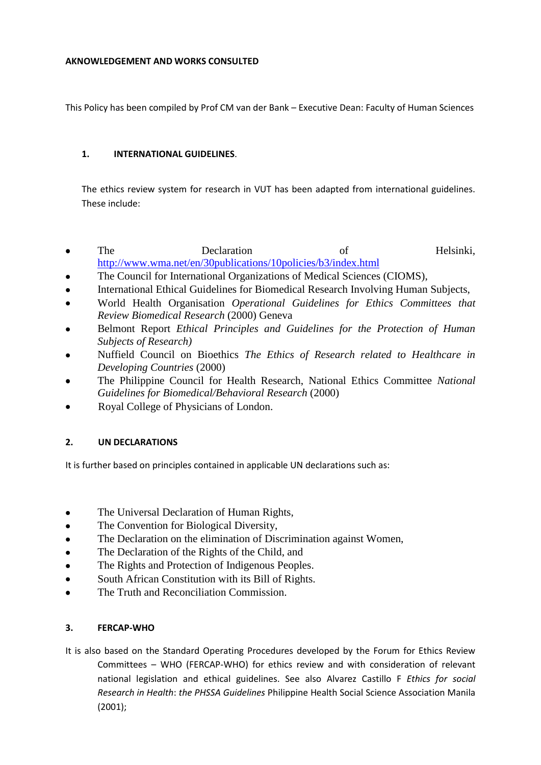**AKNOWLEDGEMENT AND WORKS CONSULTED**

This Policy has been compiled by Prof CM van der Bank – Executive Dean: Faculty of Human Sciences

## 1. INTERNATIONAL GUIDELINES.

The ethics review system for research in VUT has been adapted from international guidelines. These include:

- The Declaration of Helsinki, http://www.wma.net/en/30publications/10policies/b3/index.html
- The Council for International Organizations of Medical Sciences (CIOMS),
- International Ethical Guidelines for Biomedical Research Involving Human Subjects,
- World Health Organisation *Operational Guidelines for Ethics Committees that Review Biomedical Research* (2000) Geneva
- Belmont Report *Ethical Principles and Guidelines for the Protection of Human Subjects of Research)*
- Nuffield Council on Bioethics *The Ethics of Research related to Healthcare in Developing Countries* (2000)
- The Philippine Council for Health Research, National Ethics Committee *National Guidelines for Biomedical/Behavioral Research* (2000)
- Royal College of Physicians of London.

## 2. UN DECLARATIONS

It is further based on principles contained in applicable UN declarations such as:

- The Universal Declaration of Human Rights,
- The Convention for Biological Diversity,
- The Declaration on the elimination of Discrimination against Women,
- The Declaration of the Rights of the Child, and
- The Rights and Protection of Indigenous Peoples.
- South African Constitution with its Bill of Rights.
- The Truth and Reconciliation Commission.

## 3. FERCAP-WHO

It is also based on the Standard Operating Procedures developed by the Forum for Ethics Review Committees – WHO (FERCAP-WHO) for ethics review and with consideration of relevant national legislation and ethical guidelines. See also Alvarez Castillo F *Ethics for social Research in Health*: *the PHSSA Guidelines* Philippine Health Social Science Association Manila (2001);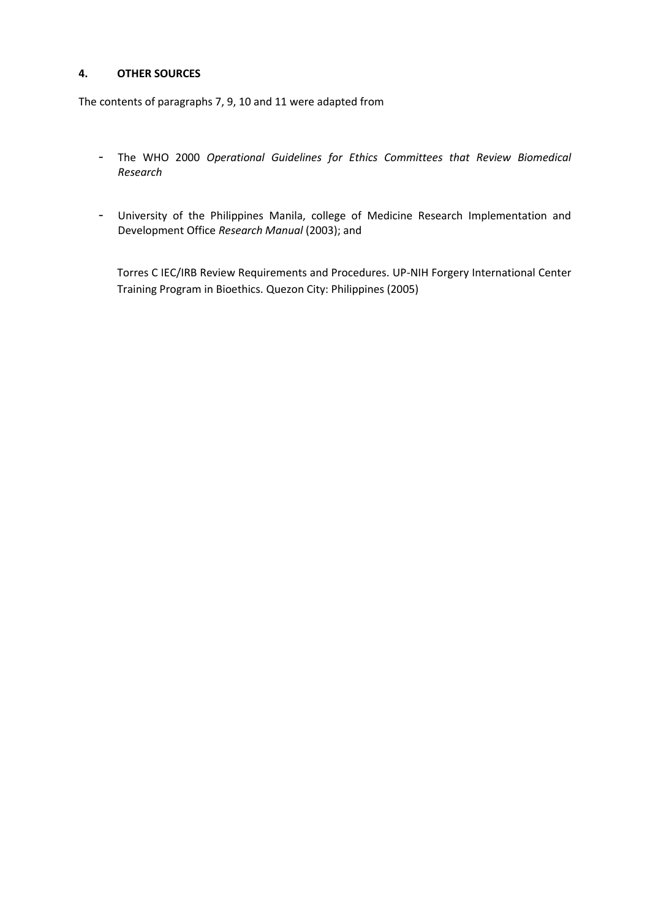#### 4. OTHER SOURCES

The contents of paragraphs 7, 9, 10 and 11 were adapted from

- The WHO 2000 *Operational Guidelines for Ethics Committees that Review Biomedical Research*

- University of the Philippines Manila, college of Medicine Research Implementation and Development Office *Research Manual* (2003); and

  Torres C IEC/IRB Review Requirements and Procedures. UP-NIH Forgery International Center Training Program in Bioethics. Quezon City: Philippines (2005)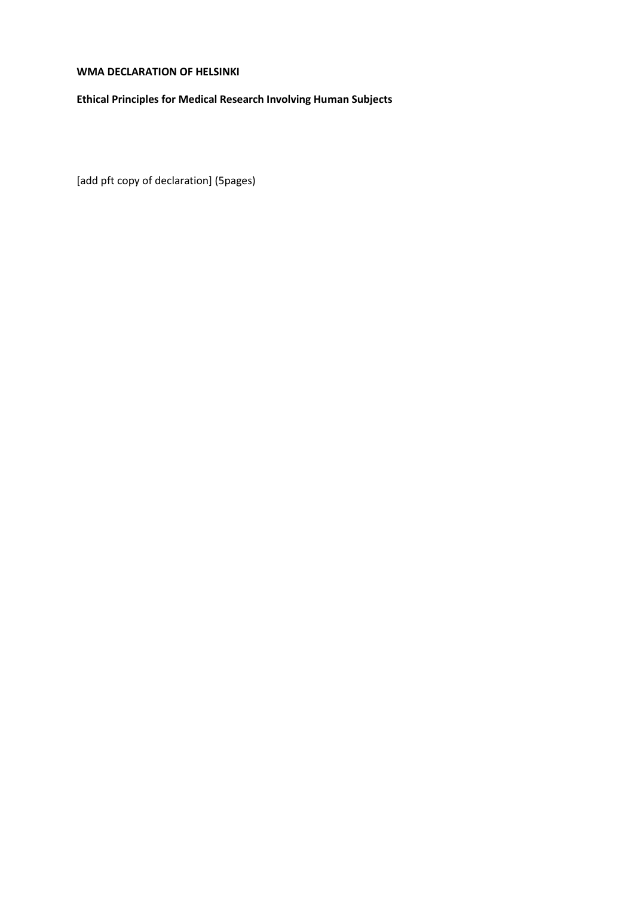**WMA DECLARATION OF HELSINKI**

**Ethical Principles for Medical Research Involving Human Subjects**

[add pft copy of declaration] (5pages)